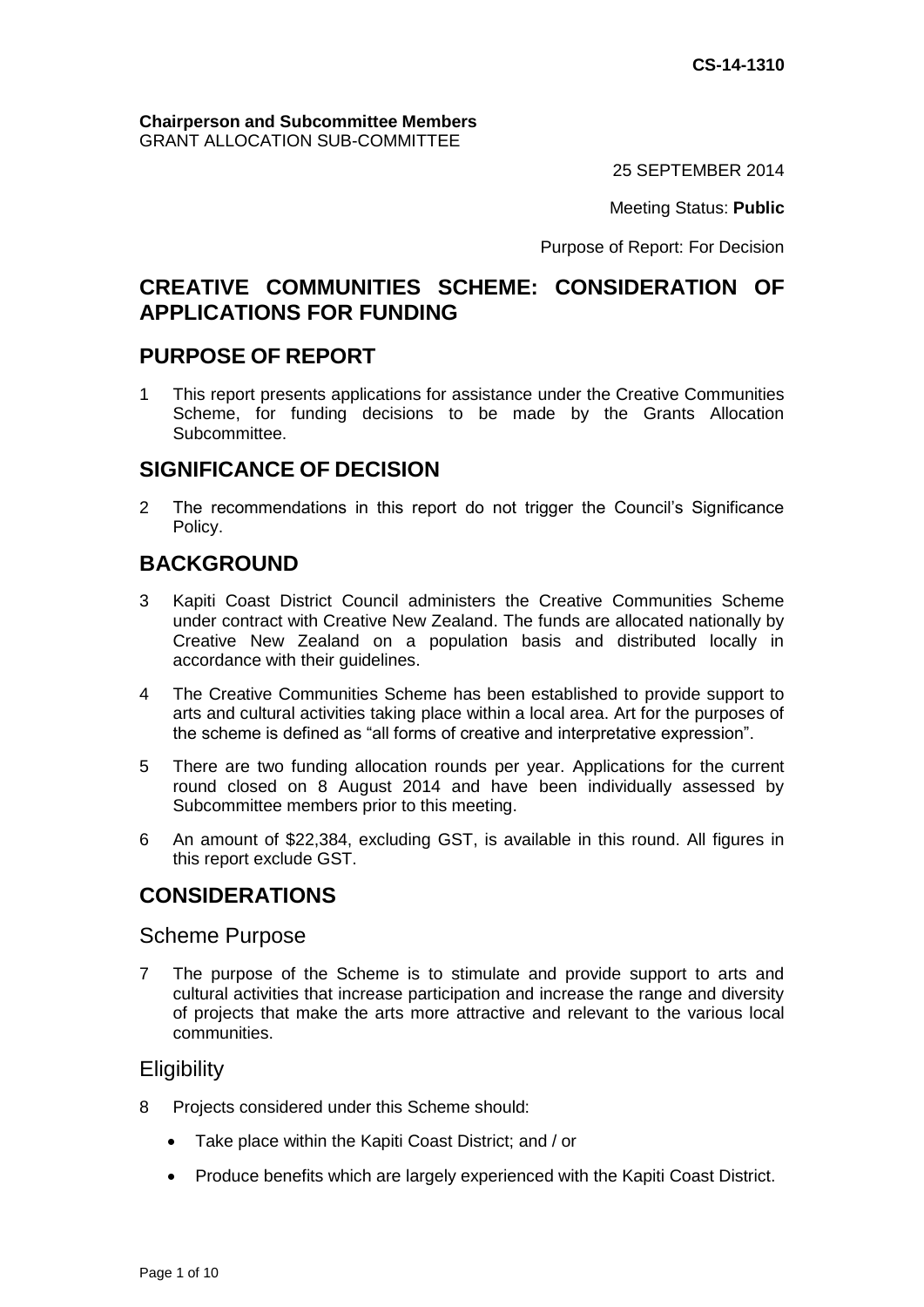**CS-14-1310**

**Chairperson and Subcommittee Members**
GRANT ALLOCATION SUB-COMMITTEE

25 SEPTEMBER 2014

Meeting Status: **Public**

Purpose of Report: For Decision

# CREATIVE COMMUNITIES SCHEME: CONSIDERATION OF APPLICATIONS FOR FUNDING

## PURPOSE OF REPORT

1 This report presents applications for assistance under the Creative Communities Scheme, for funding decisions to be made by the Grants Allocation Subcommittee.

## SIGNIFICANCE OF DECISION

2 The recommendations in this report do not trigger the Council's Significance Policy.

## BACKGROUND

3 Kapiti Coast District Council administers the Creative Communities Scheme under contract with Creative New Zealand. The funds are allocated nationally by Creative New Zealand on a population basis and distributed locally in accordance with their guidelines.

4 The Creative Communities Scheme has been established to provide support to arts and cultural activities taking place within a local area. Art for the purposes of the scheme is defined as "all forms of creative and interpretative expression".

5 There are two funding allocation rounds per year. Applications for the current round closed on 8 August 2014 and have been individually assessed by Subcommittee members prior to this meeting.

6 An amount of $22,384, excluding GST, is available in this round. All figures in this report exclude GST.

## CONSIDERATIONS

### Scheme Purpose

7 The purpose of the Scheme is to stimulate and provide support to arts and cultural activities that increase participation and increase the range and diversity of projects that make the arts more attractive and relevant to the various local communities.

### Eligibility

8 Projects considered under this Scheme should:

- Take place within the Kapiti Coast District; and / or
- Produce benefits which are largely experienced with the Kapiti Coast District.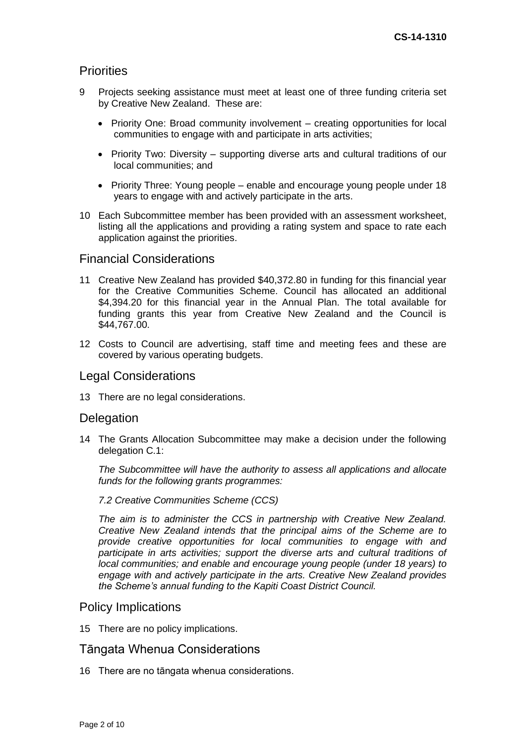## Priorities

9 Projects seeking assistance must meet at least one of three funding criteria set by Creative New Zealand. These are:

- Priority One: Broad community involvement – creating opportunities for local communities to engage with and participate in arts activities;
- Priority Two: Diversity – supporting diverse arts and cultural traditions of our local communities; and
- Priority Three: Young people – enable and encourage young people under 18 years to engage with and actively participate in the arts.

10 Each Subcommittee member has been provided with an assessment worksheet, listing all the applications and providing a rating system and space to rate each application against the priorities.

## Financial Considerations

11 Creative New Zealand has provided $40,372.80 in funding for this financial year for the Creative Communities Scheme. Council has allocated an additional $4,394.20 for this financial year in the Annual Plan. The total available for funding grants this year from Creative New Zealand and the Council is $44,767.00.

12 Costs to Council are advertising, staff time and meeting fees and these are covered by various operating budgets.

## Legal Considerations

13 There are no legal considerations.

## Delegation

14 The Grants Allocation Subcommittee may make a decision under the following delegation C.1:

*The Subcommittee will have the authority to assess all applications and allocate funds for the following grants programmes:*

*7.2 Creative Communities Scheme (CCS)*

*The aim is to administer the CCS in partnership with Creative New Zealand. Creative New Zealand intends that the principal aims of the Scheme are to provide creative opportunities for local communities to engage with and participate in arts activities; support the diverse arts and cultural traditions of local communities; and enable and encourage young people (under 18 years) to engage with and actively participate in the arts. Creative New Zealand provides the Scheme's annual funding to the Kapiti Coast District Council.*

## Policy Implications

15 There are no policy implications.

## Tāngata Whenua Considerations

16 There are no tāngata whenua considerations.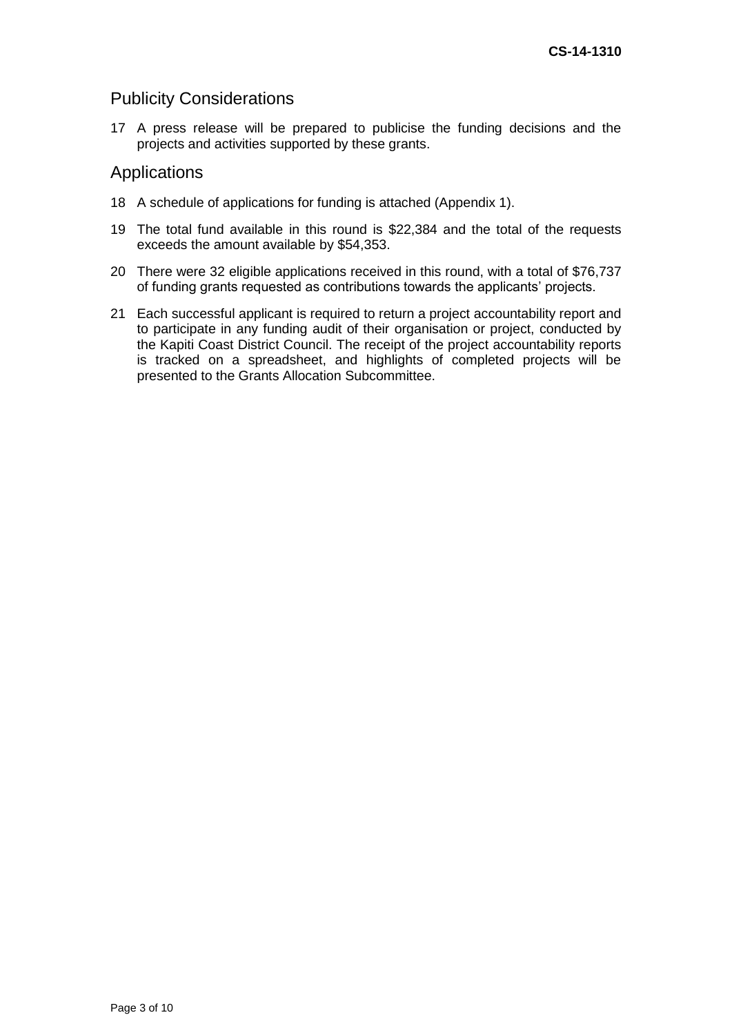## Publicity Considerations

17 A press release will be prepared to publicise the funding decisions and the projects and activities supported by these grants.

## Applications

18 A schedule of applications for funding is attached (Appendix 1).

19 The total fund available in this round is $22,384 and the total of the requests exceeds the amount available by $54,353.

20 There were 32 eligible applications received in this round, with a total of $76,737 of funding grants requested as contributions towards the applicants' projects.

21 Each successful applicant is required to return a project accountability report and to participate in any funding audit of their organisation or project, conducted by the Kapiti Coast District Council. The receipt of the project accountability reports is tracked on a spreadsheet, and highlights of completed projects will be presented to the Grants Allocation Subcommittee.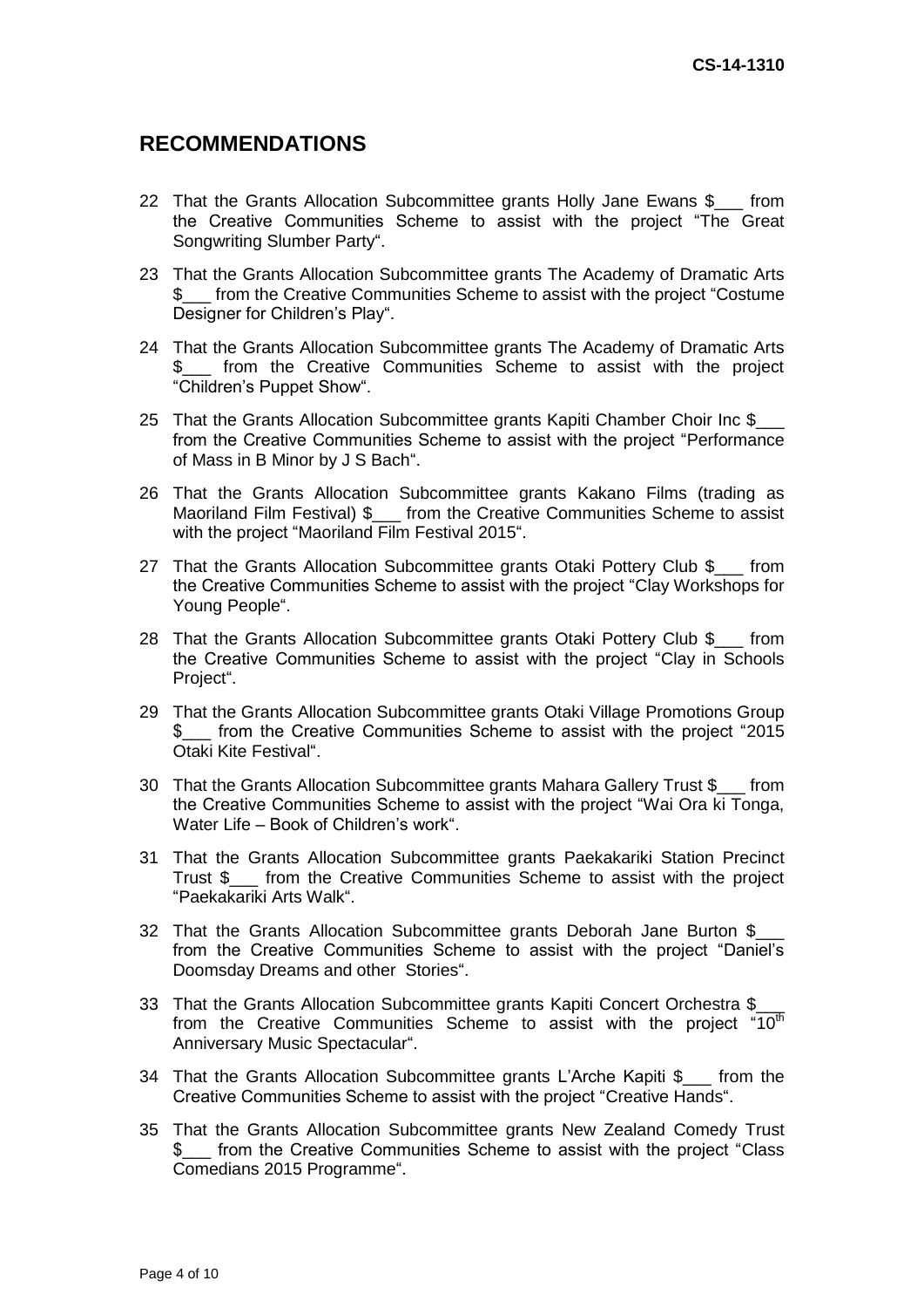## RECOMMENDATIONS

22 That the Grants Allocation Subcommittee grants Holly Jane Ewans $___ from the Creative Communities Scheme to assist with the project "The Great Songwriting Slumber Party".

23 That the Grants Allocation Subcommittee grants The Academy of Dramatic Arts $___ from the Creative Communities Scheme to assist with the project "Costume Designer for Children's Play".

24 That the Grants Allocation Subcommittee grants The Academy of Dramatic Arts $___ from the Creative Communities Scheme to assist with the project "Children's Puppet Show".

25 That the Grants Allocation Subcommittee grants Kapiti Chamber Choir Inc $___ from the Creative Communities Scheme to assist with the project "Performance of Mass in B Minor by J S Bach".

26 That the Grants Allocation Subcommittee grants Kakano Films (trading as Maoriland Film Festival) $___ from the Creative Communities Scheme to assist with the project "Maoriland Film Festival 2015".

27 That the Grants Allocation Subcommittee grants Otaki Pottery Club $___ from the Creative Communities Scheme to assist with the project "Clay Workshops for Young People".

28 That the Grants Allocation Subcommittee grants Otaki Pottery Club $___ from the Creative Communities Scheme to assist with the project "Clay in Schools Project".

29 That the Grants Allocation Subcommittee grants Otaki Village Promotions Group $___ from the Creative Communities Scheme to assist with the project "2015 Otaki Kite Festival".

30 That the Grants Allocation Subcommittee grants Mahara Gallery Trust $___ from the Creative Communities Scheme to assist with the project "Wai Ora ki Tonga, Water Life – Book of Children's work".

31 That the Grants Allocation Subcommittee grants Paekakariki Station Precinct Trust $___ from the Creative Communities Scheme to assist with the project "Paekakariki Arts Walk".

32 That the Grants Allocation Subcommittee grants Deborah Jane Burton $___ from the Creative Communities Scheme to assist with the project "Daniel's Doomsday Dreams and other Stories".

33 That the Grants Allocation Subcommittee grants Kapiti Concert Orchestra $___ from the Creative Communities Scheme to assist with the project "10th Anniversary Music Spectacular".

34 That the Grants Allocation Subcommittee grants L'Arche Kapiti $___ from the Creative Communities Scheme to assist with the project "Creative Hands".

35 That the Grants Allocation Subcommittee grants New Zealand Comedy Trust $___ from the Creative Communities Scheme to assist with the project "Class Comedians 2015 Programme".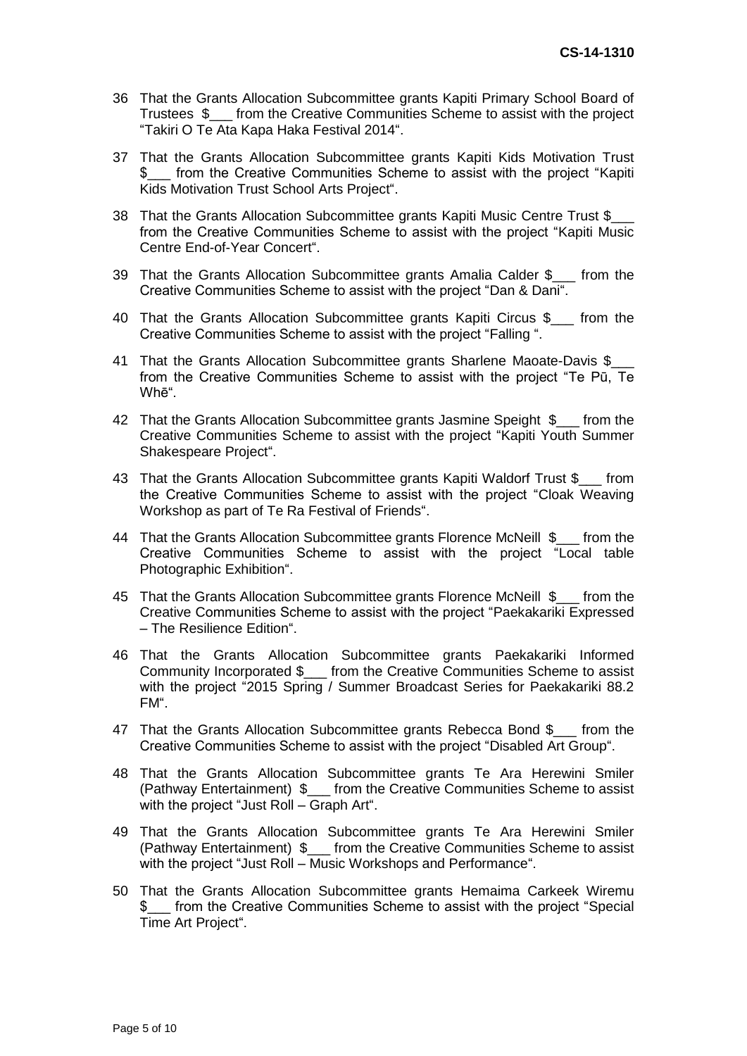36 That the Grants Allocation Subcommittee grants Kapiti Primary School Board of Trustees $___ from the Creative Communities Scheme to assist with the project "Takiri O Te Ata Kapa Haka Festival 2014".

37 That the Grants Allocation Subcommittee grants Kapiti Kids Motivation Trust $___ from the Creative Communities Scheme to assist with the project "Kapiti Kids Motivation Trust School Arts Project".

38 That the Grants Allocation Subcommittee grants Kapiti Music Centre Trust $___ from the Creative Communities Scheme to assist with the project "Kapiti Music Centre End-of-Year Concert".

39 That the Grants Allocation Subcommittee grants Amalia Calder $___ from the Creative Communities Scheme to assist with the project "Dan & Dani".

40 That the Grants Allocation Subcommittee grants Kapiti Circus $___ from the Creative Communities Scheme to assist with the project "Falling ".

41 That the Grants Allocation Subcommittee grants Sharlene Maoate-Davis $___ from the Creative Communities Scheme to assist with the project "Te Pū, Te Whē".

42 That the Grants Allocation Subcommittee grants Jasmine Speight $___ from the Creative Communities Scheme to assist with the project "Kapiti Youth Summer Shakespeare Project".

43 That the Grants Allocation Subcommittee grants Kapiti Waldorf Trust $___ from the Creative Communities Scheme to assist with the project "Cloak Weaving Workshop as part of Te Ra Festival of Friends".

44 That the Grants Allocation Subcommittee grants Florence McNeill $___ from the Creative Communities Scheme to assist with the project "Local table Photographic Exhibition".

45 That the Grants Allocation Subcommittee grants Florence McNeill $___ from the Creative Communities Scheme to assist with the project "Paekakariki Expressed – The Resilience Edition".

46 That the Grants Allocation Subcommittee grants Paekakariki Informed Community Incorporated $___ from the Creative Communities Scheme to assist with the project "2015 Spring / Summer Broadcast Series for Paekakariki 88.2 FM".

47 That the Grants Allocation Subcommittee grants Rebecca Bond $___ from the Creative Communities Scheme to assist with the project "Disabled Art Group".

48 That the Grants Allocation Subcommittee grants Te Ara Herewini Smiler (Pathway Entertainment) $___ from the Creative Communities Scheme to assist with the project "Just Roll – Graph Art".

49 That the Grants Allocation Subcommittee grants Te Ara Herewini Smiler (Pathway Entertainment) $___ from the Creative Communities Scheme to assist with the project "Just Roll – Music Workshops and Performance".

50 That the Grants Allocation Subcommittee grants Hemaima Carkeek Wiremu $___ from the Creative Communities Scheme to assist with the project "Special Time Art Project".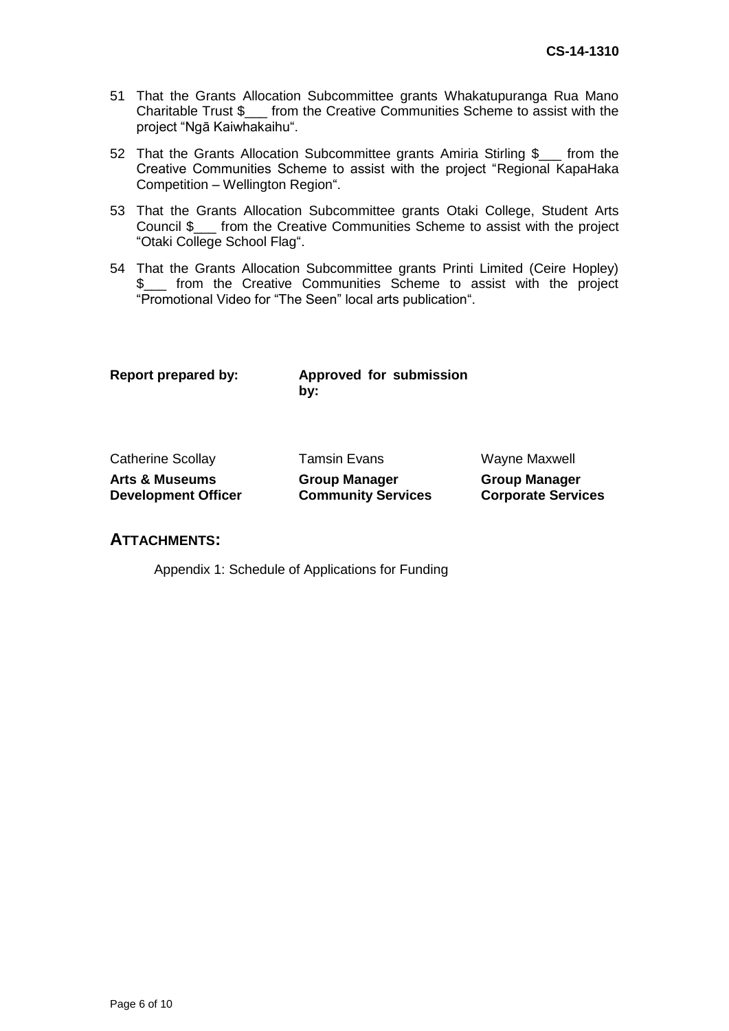51 That the Grants Allocation Subcommittee grants Whakatupuranga Rua Mano Charitable Trust $___ from the Creative Communities Scheme to assist with the project "Ngā Kaiwhakaihu".

52 That the Grants Allocation Subcommittee grants Amiria Stirling $___ from the Creative Communities Scheme to assist with the project "Regional KapaHaka Competition – Wellington Region".

53 That the Grants Allocation Subcommittee grants Otaki College, Student Arts Council $___ from the Creative Communities Scheme to assist with the project "Otaki College School Flag".

54 That the Grants Allocation Subcommittee grants Printi Limited (Ceire Hopley) $___ from the Creative Communities Scheme to assist with the project "Promotional Video for "The Seen" local arts publication".

| **Report prepared by:** | **Approved for submission by:** | |
|---|---|---|
| Catherine Scollay | Tamsin Evans | Wayne Maxwell |
| **Arts & Museums Development Officer** | **Group Manager Community Services** | **Group Manager Corporate Services** |

## ATTACHMENTS:

Appendix 1: Schedule of Applications for Funding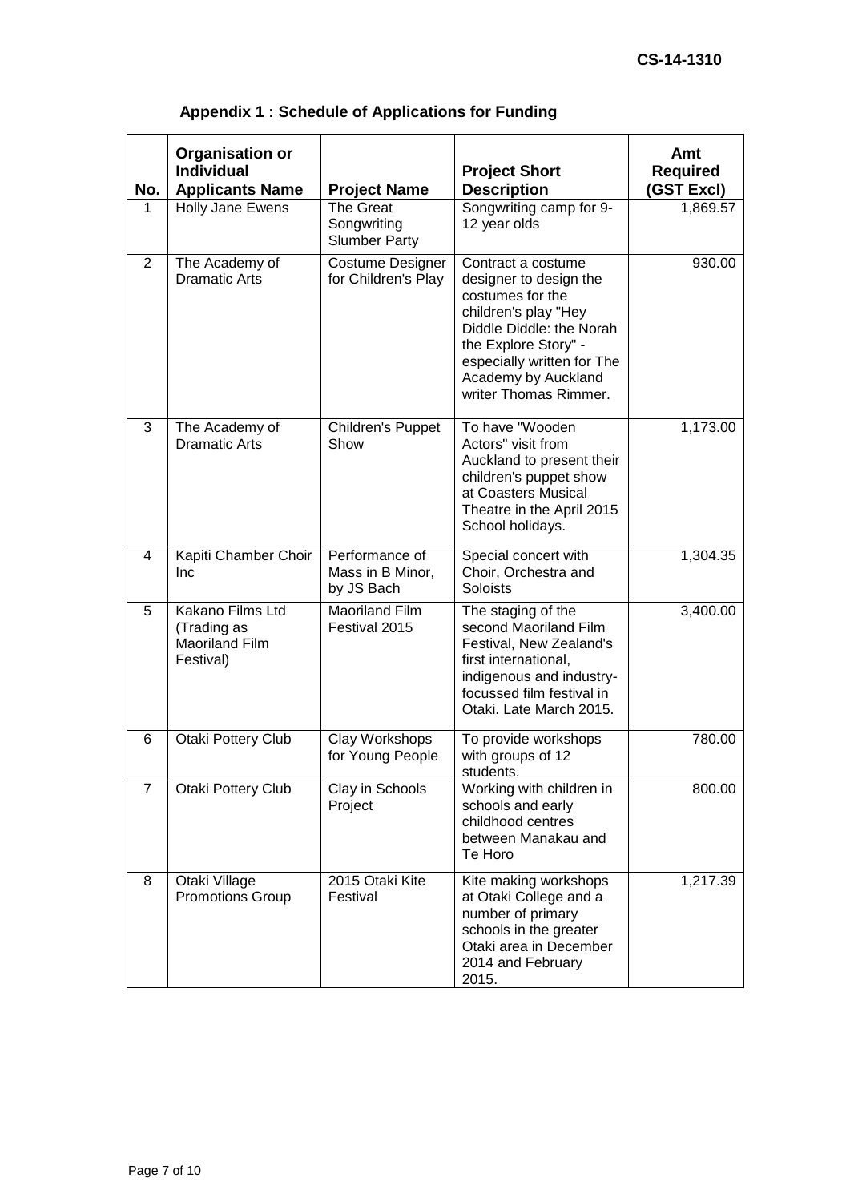CS-14-1310

## Appendix 1 : Schedule of Applications for Funding

| No. | Organisation or Individual Applicants Name | Project Name | Project Short Description | Amt Required (GST Excl) |
|---|---|---|---|---|
| 1 | Holly Jane Ewens | The Great Songwriting Slumber Party | Songwriting camp for 9-12 year olds | 1,869.57 |
| 2 | The Academy of Dramatic Arts | Costume Designer for Children's Play | Contract a costume designer to design the costumes for the children's play "Hey Diddle Diddle: the Norah the Explore Story" - especially written for The Academy by Auckland writer Thomas Rimmer. | 930.00 |
| 3 | The Academy of Dramatic Arts | Children's Puppet Show | To have "Wooden Actors" visit from Auckland to present their children's puppet show at Coasters Musical Theatre in the April 2015 School holidays. | 1,173.00 |
| 4 | Kapiti Chamber Choir Inc | Performance of Mass in B Minor, by JS Bach | Special concert with Choir, Orchestra and Soloists | 1,304.35 |
| 5 | Kakano Films Ltd (Trading as Maoriland Film Festival) | Maoriland Film Festival 2015 | The staging of the second Maoriland Film Festival, New Zealand's first international, indigenous and industry-focussed film festival in Otaki. Late March 2015. | 3,400.00 |
| 6 | Otaki Pottery Club | Clay Workshops for Young People | To provide workshops with groups of 12 students. | 780.00 |
| 7 | Otaki Pottery Club | Clay in Schools Project | Working with children in schools and early childhood centres between Manakau and Te Horo | 800.00 |
| 8 | Otaki Village Promotions Group | 2015 Otaki Kite Festival | Kite making workshops at Otaki College and a number of primary schools in the greater Otaki area in December 2014 and February 2015. | 1,217.39 |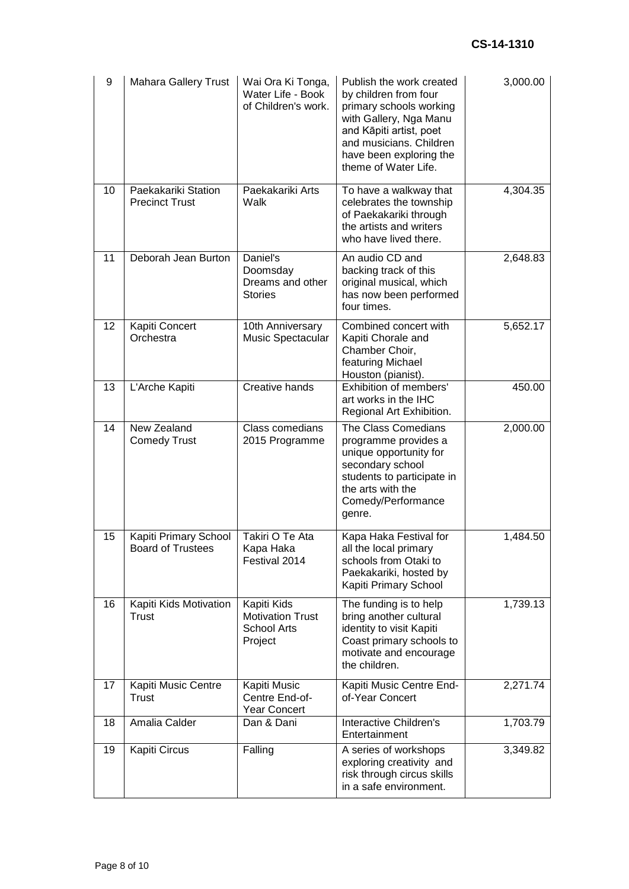| 9 | Mahara Gallery Trust | Wai Ora Ki Tonga, Water Life - Book of Children's work. | Publish the work created by children from four primary schools working with Gallery, Nga Manu and Kāpiti artist, poet and musicians. Children have been exploring the theme of Water Life. | 3,000.00 |
|---|---|---|---|---|
| 10 | Paekakariki Station Precinct Trust | Paekakariki Arts Walk | To have a walkway that celebrates the township of Paekakariki through the artists and writers who have lived there. | 4,304.35 |
| 11 | Deborah Jean Burton | Daniel's Doomsday Dreams and other Stories | An audio CD and backing track of this original musical, which has now been performed four times. | 2,648.83 |
| 12 | Kapiti Concert Orchestra | 10th Anniversary Music Spectacular | Combined concert with Kapiti Chorale and Chamber Choir, featuring Michael Houston (pianist). | 5,652.17 |
| 13 | L'Arche Kapiti | Creative hands | Exhibition of members' art works in the IHC Regional Art Exhibition. | 450.00 |
| 14 | New Zealand Comedy Trust | Class comedians 2015 Programme | The Class Comedians programme provides a unique opportunity for secondary school students to participate in the arts with the Comedy/Performance genre. | 2,000.00 |
| 15 | Kapiti Primary School Board of Trustees | Takiri O Te Ata Kapa Haka Festival 2014 | Kapa Haka Festival for all the local primary schools from Otaki to Paekakariki, hosted by Kapiti Primary School | 1,484.50 |
| 16 | Kapiti Kids Motivation Trust | Kapiti Kids Motivation Trust School Arts Project | The funding is to help bring another cultural identity to visit Kapiti Coast primary schools to motivate and encourage the children. | 1,739.13 |
| 17 | Kapiti Music Centre Trust | Kapiti Music Centre End-of-Year Concert | Kapiti Music Centre End-of-Year Concert | 2,271.74 |
| 18 | Amalia Calder | Dan & Dani | Interactive Children's Entertainment | 1,703.79 |
| 19 | Kapiti Circus | Falling | A series of workshops exploring creativity and risk through circus skills in a safe environment. | 3,349.82 |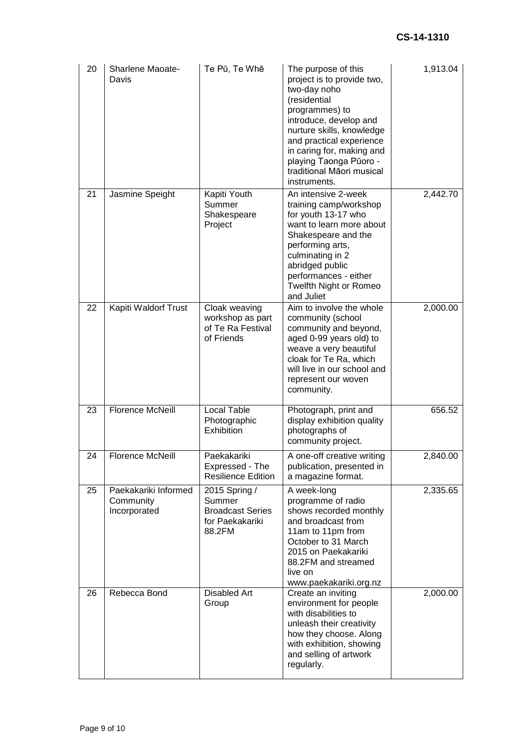| 20 | Sharlene Maoate-Davis | Te Pū, Te Whē | The purpose of this project is to provide two, two-day noho (residential programmes) to introduce, develop and nurture skills, knowledge and practical experience in caring for, making and playing Taonga Pūoro - traditional Māori musical instruments. | 1,913.04 |
|---|---|---|---|---|
| 21 | Jasmine Speight | Kapiti Youth Summer Shakespeare Project | An intensive 2-week training camp/workshop for youth 13-17 who want to learn more about Shakespeare and the performing arts, culminating in 2 abridged public performances - either Twelfth Night or Romeo and Juliet | 2,442.70 |
| 22 | Kapiti Waldorf Trust | Cloak weaving workshop as part of Te Ra Festival of Friends | Aim to involve the whole community (school community and beyond, aged 0-99 years old) to weave a very beautiful cloak for Te Ra, which will live in our school and represent our woven community. | 2,000.00 |
| 23 | Florence McNeill | Local Table Photographic Exhibition | Photograph, print and display exhibition quality photographs of community project. | 656.52 |
| 24 | Florence McNeill | Paekakariki Expressed - The Resilience Edition | A one-off creative writing publication, presented in a magazine format. | 2,840.00 |
| 25 | Paekakariki Informed Community Incorporated | 2015 Spring / Summer Broadcast Series for Paekakariki 88.2FM | A week-long programme of radio shows recorded monthly and broadcast from 11am to 11pm from October to 31 March 2015 on Paekakariki 88.2FM and streamed live on www.paekakariki.org.nz | 2,335.65 |
| 26 | Rebecca Bond | Disabled Art Group | Create an inviting environment for people with disabilities to unleash their creativity how they choose. Along with exhibition, showing and selling of artwork regularly. | 2,000.00 |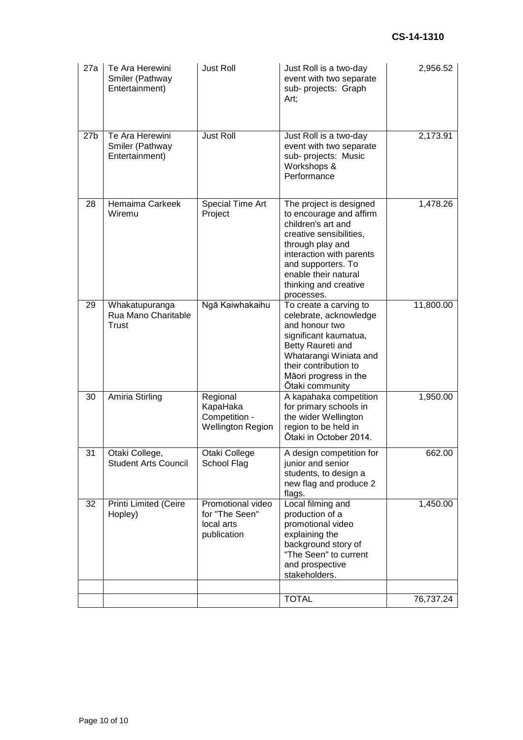| | | | | |
|---|---|---|---|---|
| 27a | Te Ara Herewini Smiler (Pathway Entertainment) | Just Roll | Just Roll is a two-day event with two separate sub- projects: Graph Art; | 2,956.52 |
| 27b | Te Ara Herewini Smiler (Pathway Entertainment) | Just Roll | Just Roll is a two-day event with two separate sub- projects: Music Workshops & Performance | 2,173.91 |
| 28 | Hemaima Carkeek Wiremu | Special Time Art Project | The project is designed to encourage and affirm children's art and creative sensibilities, through play and interaction with parents and supporters. To enable their natural thinking and creative processes. | 1,478.26 |
| 29 | Whakatupuranga Rua Mano Charitable Trust | Ngā Kaiwhakaihu | To create a carving to celebrate, acknowledge and honour two significant kaumatua, Betty Raureti and Whatarangi Winiata and their contribution to Māori progress in the Ōtaki community | 11,800.00 |
| 30 | Amiria Stirling | Regional KapaHaka Competition - Wellington Region | A kapahaka competition for primary schools in the wider Wellington region to be held in Ōtaki in October 2014. | 1,950.00 |
| 31 | Otaki College, Student Arts Council | Otaki College School Flag | A design competition for junior and senior students, to design a new flag and produce 2 flags. | 662.00 |
| 32 | Printi Limited (Ceire Hopley) | Promotional video for "The Seen" local arts publication | Local filming and production of a promotional video explaining the background story of "The Seen" to current and prospective stakeholders. | 1,450.00 |
| | | | | |
| | | | TOTAL | 76,737.24 |